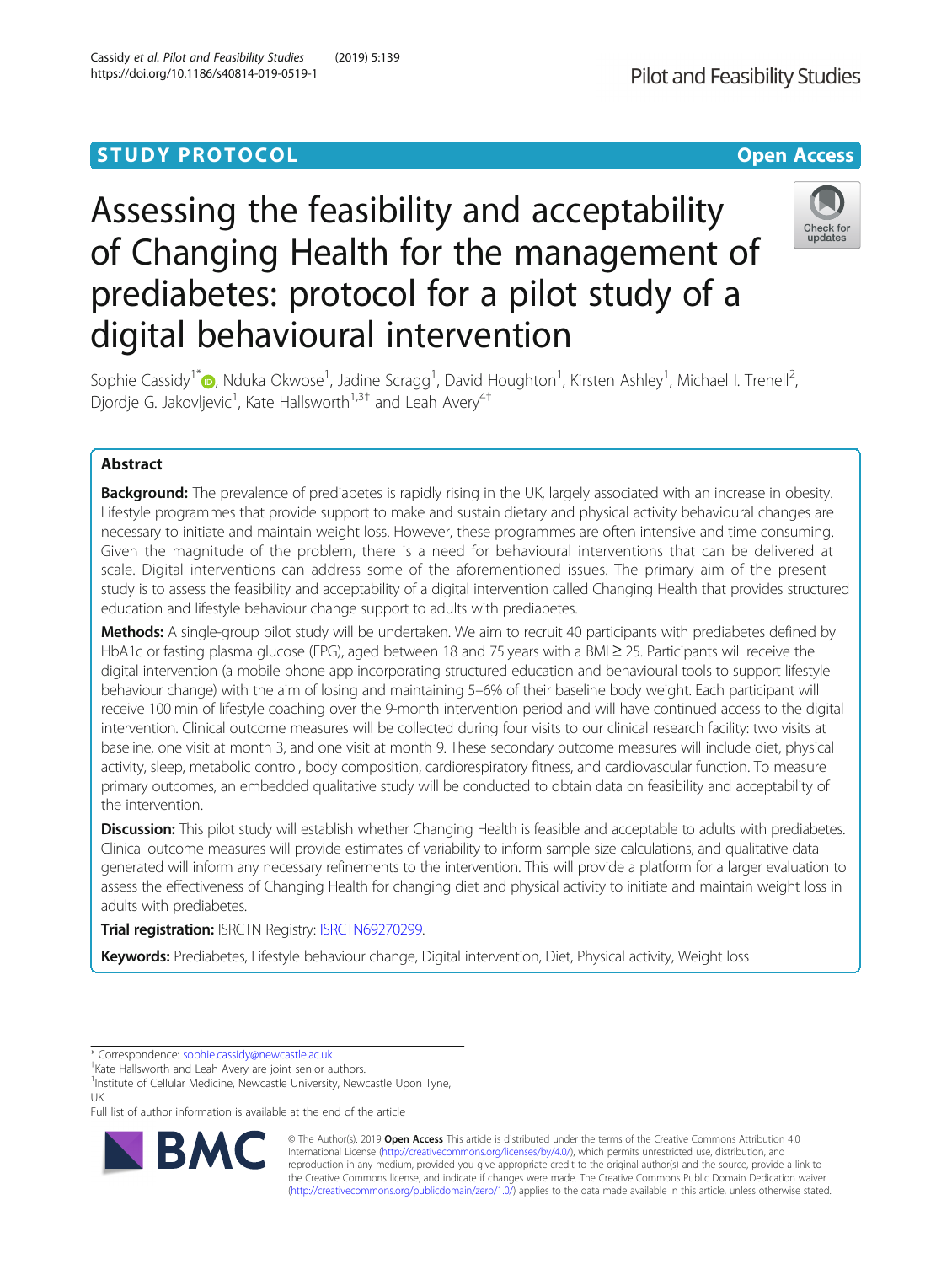STUDY PROTOCOL

Open Access

# Assessing the feasibility and acceptability of Changing Health for the management of prediabetes: protocol for a pilot study of a digital behavioural intervention

Sophie Cassidy[1*], Nduka Okwose[1], Jadine Scragg[1], David Houghton[1], Kirsten Ashley[1], Michael I. Trenell[2], Djordje G. Jakovljevic[1], Kate Hallsworth[1,3†] and Leah Avery[4†]

## Abstract

**Background:** The prevalence of prediabetes is rapidly rising in the UK, largely associated with an increase in obesity. Lifestyle programmes that provide support to make and sustain dietary and physical activity behavioural changes are necessary to initiate and maintain weight loss. However, these programmes are often intensive and time consuming. Given the magnitude of the problem, there is a need for behavioural interventions that can be delivered at scale. Digital interventions can address some of the aforementioned issues. The primary aim of the present study is to assess the feasibility and acceptability of a digital intervention called Changing Health that provides structured education and lifestyle behaviour change support to adults with prediabetes.

**Methods:** A single-group pilot study will be undertaken. We aim to recruit 40 participants with prediabetes defined by HbA1c or fasting plasma glucose (FPG), aged between 18 and 75 years with a BMI ≥ 25. Participants will receive the digital intervention (a mobile phone app incorporating structured education and behavioural tools to support lifestyle behaviour change) with the aim of losing and maintaining 5–6% of their baseline body weight. Each participant will receive 100 min of lifestyle coaching over the 9-month intervention period and will have continued access to the digital intervention. Clinical outcome measures will be collected during four visits to our clinical research facility: two visits at baseline, one visit at month 3, and one visit at month 9. These secondary outcome measures will include diet, physical activity, sleep, metabolic control, body composition, cardiorespiratory fitness, and cardiovascular function. To measure primary outcomes, an embedded qualitative study will be conducted to obtain data on feasibility and acceptability of the intervention.

**Discussion:** This pilot study will establish whether Changing Health is feasible and acceptable to adults with prediabetes. Clinical outcome measures will provide estimates of variability to inform sample size calculations, and qualitative data generated will inform any necessary refinements to the intervention. This will provide a platform for a larger evaluation to assess the effectiveness of Changing Health for changing diet and physical activity to initiate and maintain weight loss in adults with prediabetes.

**Trial registration:** ISRCTN Registry: ISRCTN69270299.

**Keywords:** Prediabetes, Lifestyle behaviour change, Digital intervention, Diet, Physical activity, Weight loss

---

* Correspondence: sophie.cassidy@newcastle.ac.uk

† Kate Hallsworth and Leah Avery are joint senior authors.

[1] Institute of Cellular Medicine, Newcastle University, Newcastle Upon Tyne, UK

Full list of author information is available at the end of the article

© The Author(s). 2019 **Open Access** This article is distributed under the terms of the Creative Commons Attribution 4.0 International License (http://creativecommons.org/licenses/by/4.0/), which permits unrestricted use, distribution, and reproduction in any medium, provided you give appropriate credit to the original author(s) and the source, provide a link to the Creative Commons license, and indicate if changes were made. The Creative Commons Public Domain Dedication waiver (http://creativecommons.org/publicdomain/zero/1.0/) applies to the data made available in this article, unless otherwise stated.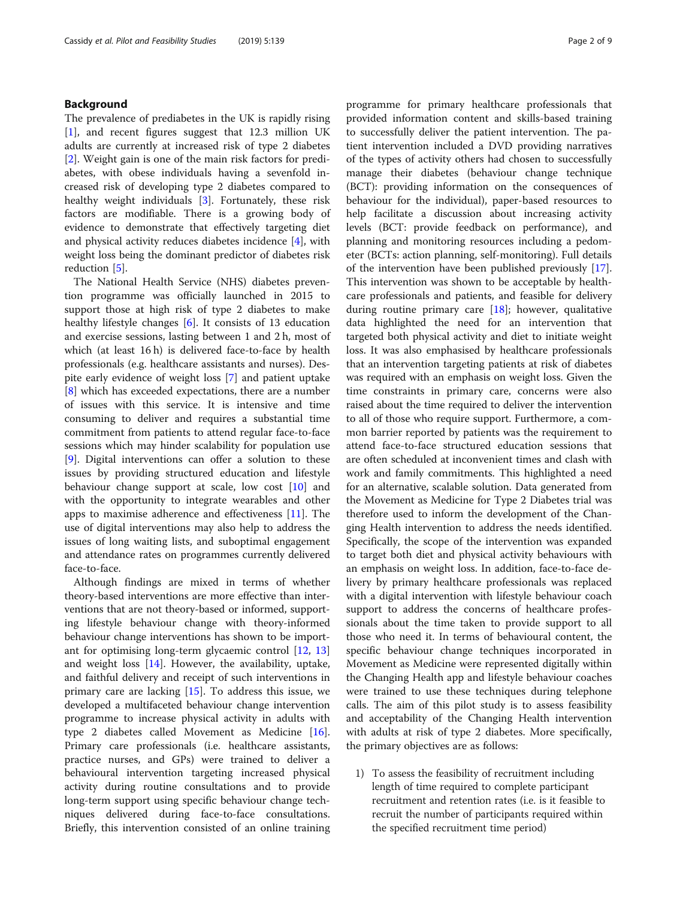## Background

The prevalence of prediabetes in the UK is rapidly rising [1], and recent figures suggest that 12.3 million UK adults are currently at increased risk of type 2 diabetes [2]. Weight gain is one of the main risk factors for prediabetes, with obese individuals having a sevenfold increased risk of developing type 2 diabetes compared to healthy weight individuals [3]. Fortunately, these risk factors are modifiable. There is a growing body of evidence to demonstrate that effectively targeting diet and physical activity reduces diabetes incidence [4], with weight loss being the dominant predictor of diabetes risk reduction [5].

The National Health Service (NHS) diabetes prevention programme was officially launched in 2015 to support those at high risk of type 2 diabetes to make healthy lifestyle changes [6]. It consists of 13 education and exercise sessions, lasting between 1 and 2 h, most of which (at least 16 h) is delivered face-to-face by health professionals (e.g. healthcare assistants and nurses). Despite early evidence of weight loss [7] and patient uptake [8] which has exceeded expectations, there are a number of issues with this service. It is intensive and time consuming to deliver and requires a substantial time commitment from patients to attend regular face-to-face sessions which may hinder scalability for population use [9]. Digital interventions can offer a solution to these issues by providing structured education and lifestyle behaviour change support at scale, low cost [10] and with the opportunity to integrate wearables and other apps to maximise adherence and effectiveness [11]. The use of digital interventions may also help to address the issues of long waiting lists, and suboptimal engagement and attendance rates on programmes currently delivered face-to-face.

Although findings are mixed in terms of whether theory-based interventions are more effective than interventions that are not theory-based or informed, supporting lifestyle behaviour change with theory-informed behaviour change interventions has shown to be important for optimising long-term glycaemic control [12, 13] and weight loss [14]. However, the availability, uptake, and faithful delivery and receipt of such interventions in primary care are lacking [15]. To address this issue, we developed a multifaceted behaviour change intervention programme to increase physical activity in adults with type 2 diabetes called Movement as Medicine [16]. Primary care professionals (i.e. healthcare assistants, practice nurses, and GPs) were trained to deliver a behavioural intervention targeting increased physical activity during routine consultations and to provide long-term support using specific behaviour change techniques delivered during face-to-face consultations. Briefly, this intervention consisted of an online training programme for primary healthcare professionals that provided information content and skills-based training to successfully deliver the patient intervention. The patient intervention included a DVD providing narratives of the types of activity others had chosen to successfully manage their diabetes (behaviour change technique (BCT): providing information on the consequences of behaviour for the individual), paper-based resources to help facilitate a discussion about increasing activity levels (BCT: provide feedback on performance), and planning and monitoring resources including a pedometer (BCTs: action planning, self-monitoring). Full details of the intervention have been published previously [17]. This intervention was shown to be acceptable by healthcare professionals and patients, and feasible for delivery during routine primary care [18]; however, qualitative data highlighted the need for an intervention that targeted both physical activity and diet to initiate weight loss. It was also emphasised by healthcare professionals that an intervention targeting patients at risk of diabetes was required with an emphasis on weight loss. Given the time constraints in primary care, concerns were also raised about the time required to deliver the intervention to all of those who require support. Furthermore, a common barrier reported by patients was the requirement to attend face-to-face structured education sessions that are often scheduled at inconvenient times and clash with work and family commitments. This highlighted a need for an alternative, scalable solution. Data generated from the Movement as Medicine for Type 2 Diabetes trial was therefore used to inform the development of the Changing Health intervention to address the needs identified. Specifically, the scope of the intervention was expanded to target both diet and physical activity behaviours with an emphasis on weight loss. In addition, face-to-face delivery by primary healthcare professionals was replaced with a digital intervention with lifestyle behaviour coach support to address the concerns of healthcare professionals about the time taken to provide support to all those who need it. In terms of behavioural content, the specific behaviour change techniques incorporated in Movement as Medicine were represented digitally within the Changing Health app and lifestyle behaviour coaches were trained to use these techniques during telephone calls. The aim of this pilot study is to assess feasibility and acceptability of the Changing Health intervention with adults at risk of type 2 diabetes. More specifically, the primary objectives are as follows:

1) To assess the feasibility of recruitment including length of time required to complete participant recruitment and retention rates (i.e. is it feasible to recruit the number of participants required within the specified recruitment time period)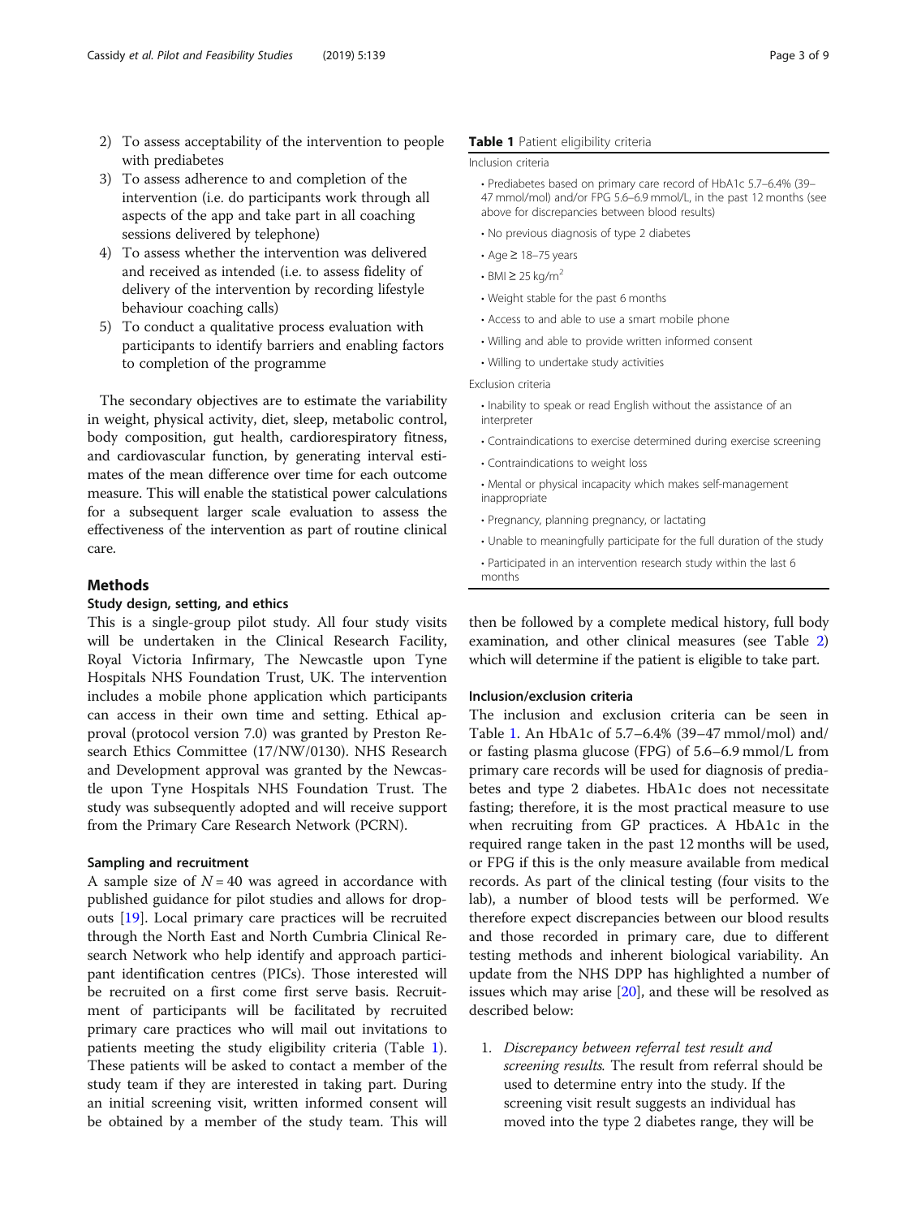2) To assess acceptability of the intervention to people with prediabetes
3) To assess adherence to and completion of the intervention (i.e. do participants work through all aspects of the app and take part in all coaching sessions delivered by telephone)
4) To assess whether the intervention was delivered and received as intended (i.e. to assess fidelity of delivery of the intervention by recording lifestyle behaviour coaching calls)
5) To conduct a qualitative process evaluation with participants to identify barriers and enabling factors to completion of the programme

The secondary objectives are to estimate the variability in weight, physical activity, diet, sleep, metabolic control, body composition, gut health, cardiorespiratory fitness, and cardiovascular function, by generating interval estimates of the mean difference over time for each outcome measure. This will enable the statistical power calculations for a subsequent larger scale evaluation to assess the effectiveness of the intervention as part of routine clinical care.

## Methods

### Study design, setting, and ethics

This is a single-group pilot study. All four study visits will be undertaken in the Clinical Research Facility, Royal Victoria Infirmary, The Newcastle upon Tyne Hospitals NHS Foundation Trust, UK. The intervention includes a mobile phone application which participants can access in their own time and setting. Ethical approval (protocol version 7.0) was granted by Preston Research Ethics Committee (17/NW/0130). NHS Research and Development approval was granted by the Newcastle upon Tyne Hospitals NHS Foundation Trust. The study was subsequently adopted and will receive support from the Primary Care Research Network (PCRN).

### Sampling and recruitment

A sample size of $N = 40$ was agreed in accordance with published guidance for pilot studies and allows for dropouts [19]. Local primary care practices will be recruited through the North East and North Cumbria Clinical Research Network who help identify and approach participant identification centres (PICs). Those interested will be recruited on a first come first serve basis. Recruitment of participants will be facilitated by recruited primary care practices who will mail out invitations to patients meeting the study eligibility criteria (Table 1). These patients will be asked to contact a member of the study team if they are interested in taking part. During an initial screening visit, written informed consent will be obtained by a member of the study team. This will then be followed by a complete medical history, full body examination, and other clinical measures (see Table 2) which will determine if the patient is eligible to take part.

**Table 1** Patient eligibility criteria

| |
|---|
| Inclusion criteria |
| • Prediabetes based on primary care record of HbA1c 5.7–6.4% (39–47 mmol/mol) and/or FPG 5.6–6.9 mmol/L, in the past 12 months (see above for discrepancies between blood results) |
| • No previous diagnosis of type 2 diabetes |
| • Age ≥ 18–75 years |
| • BMI ≥ 25 kg/m$^2$ |
| • Weight stable for the past 6 months |
| • Access to and able to use a smart mobile phone |
| • Willing and able to provide written informed consent |
| • Willing to undertake study activities |
| Exclusion criteria |
| • Inability to speak or read English without the assistance of an interpreter |
| • Contraindications to exercise determined during exercise screening |
| • Contraindications to weight loss |
| • Mental or physical incapacity which makes self-management inappropriate |
| • Pregnancy, planning pregnancy, or lactating |
| • Unable to meaningfully participate for the full duration of the study |
| • Participated in an intervention research study within the last 6 months |

### Inclusion/exclusion criteria

The inclusion and exclusion criteria can be seen in Table 1. An HbA1c of 5.7–6.4% (39–47 mmol/mol) and/or fasting plasma glucose (FPG) of 5.6–6.9 mmol/L from primary care records will be used for diagnosis of prediabetes and type 2 diabetes. HbA1c does not necessitate fasting; therefore, it is the most practical measure to use when recruiting from GP practices. A HbA1c in the required range taken in the past 12 months will be used, or FPG if this is the only measure available from medical records. As part of the clinical testing (four visits to the lab), a number of blood tests will be performed. We therefore expect discrepancies between our blood results and those recorded in primary care, due to different testing methods and inherent biological variability. An update from the NHS DPP has highlighted a number of issues which may arise [20], and these will be resolved as described below:

1. *Discrepancy between referral test result and screening results.* The result from referral should be used to determine entry into the study. If the screening visit result suggests an individual has moved into the type 2 diabetes range, they will be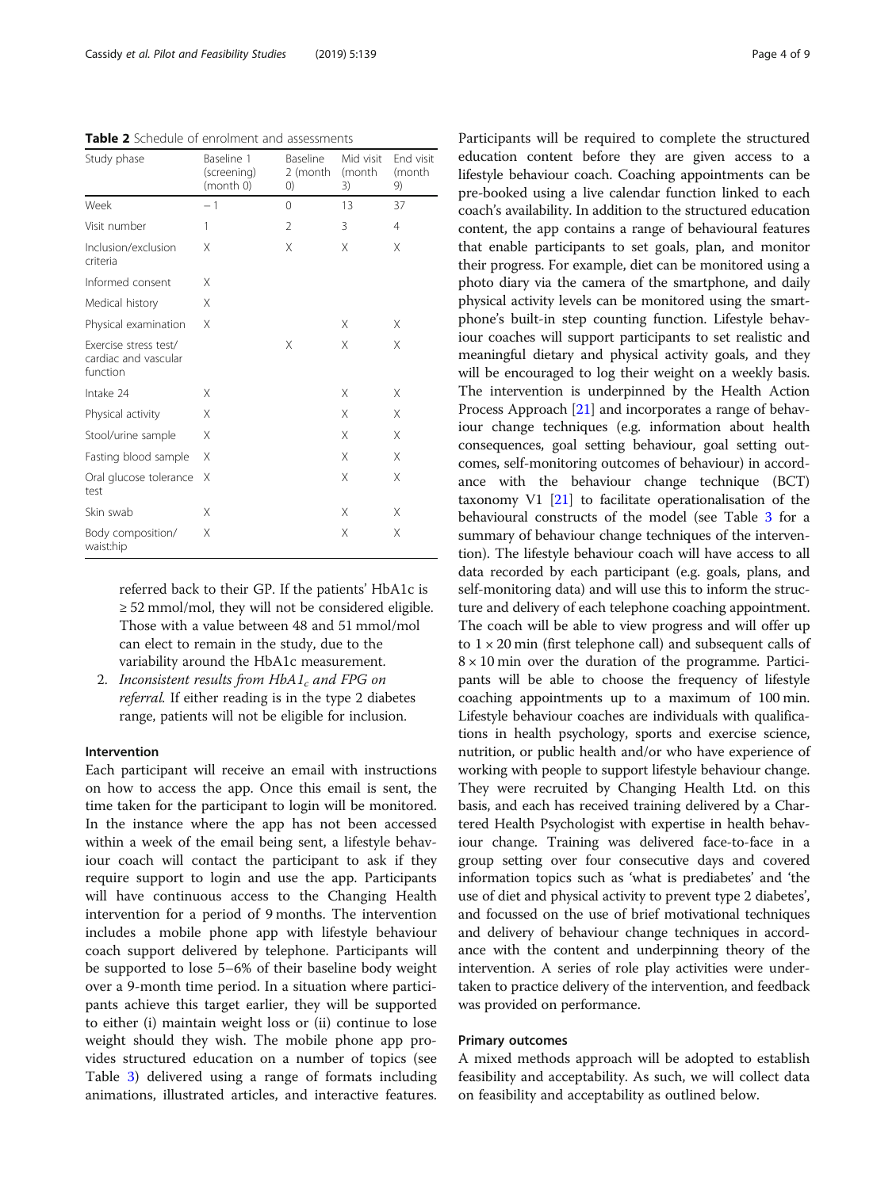**Table 2** Schedule of enrolment and assessments

| Study phase | Baseline 1 (screening) (month 0) | Baseline 2 (month 0) | Mid visit (month 3) | End visit (month 9) |
|---|---|---|---|---|
| Week | − 1 | 0 | 13 | 37 |
| Visit number | 1 | 2 | 3 | 4 |
| Inclusion/exclusion criteria | X | X | X | X |
| Informed consent | X | | | |
| Medical history | X | | | |
| Physical examination | X | | X | X |
| Exercise stress test/ cardiac and vascular function | | X | X | X |
| Intake 24 | X | | X | X |
| Physical activity | X | | X | X |
| Stool/urine sample | X | | X | X |
| Fasting blood sample | X | | X | X |
| Oral glucose tolerance test | X | | X | X |
| Skin swab | X | | X | X |
| Body composition/ waist:hip | X | | X | X |

referred back to their GP. If the patients' HbA1c is ≥ 52 mmol/mol, they will not be considered eligible. Those with a value between 48 and 51 mmol/mol can elect to remain in the study, due to the variability around the HbA1c measurement.

2. *Inconsistent results from HbA1$_c$ and FPG on referral.* If either reading is in the type 2 diabetes range, patients will not be eligible for inclusion.

#### Intervention

Each participant will receive an email with instructions on how to access the app. Once this email is sent, the time taken for the participant to login will be monitored. In the instance where the app has not been accessed within a week of the email being sent, a lifestyle behaviour coach will contact the participant to ask if they require support to login and use the app. Participants will have continuous access to the Changing Health intervention for a period of 9 months. The intervention includes a mobile phone app with lifestyle behaviour coach support delivered by telephone. Participants will be supported to lose 5–6% of their baseline body weight over a 9-month time period. In a situation where participants achieve this target earlier, they will be supported to either (i) maintain weight loss or (ii) continue to lose weight should they wish. The mobile phone app provides structured education on a number of topics (see Table 3) delivered using a range of formats including animations, illustrated articles, and interactive features. Participants will be required to complete the structured education content before they are given access to a lifestyle behaviour coach. Coaching appointments can be pre-booked using a live calendar function linked to each coach's availability. In addition to the structured education content, the app contains a range of behavioural features that enable participants to set goals, plan, and monitor their progress. For example, diet can be monitored using a photo diary via the camera of the smartphone, and daily physical activity levels can be monitored using the smartphone's built-in step counting function. Lifestyle behaviour coaches will support participants to set realistic and meaningful dietary and physical activity goals, and they will be encouraged to log their weight on a weekly basis. The intervention is underpinned by the Health Action Process Approach [21] and incorporates a range of behaviour change techniques (e.g. information about health consequences, goal setting behaviour, goal setting outcomes, self-monitoring outcomes of behaviour) in accordance with the behaviour change technique (BCT) taxonomy V1 [21] to facilitate operationalisation of the behavioural constructs of the model (see Table 3 for a summary of behaviour change techniques of the intervention). The lifestyle behaviour coach will have access to all data recorded by each participant (e.g. goals, plans, and self-monitoring data) and will use this to inform the structure and delivery of each telephone coaching appointment. The coach will be able to view progress and will offer up to 1 × 20 min (first telephone call) and subsequent calls of 8 × 10 min over the duration of the programme. Participants will be able to choose the frequency of lifestyle coaching appointments up to a maximum of 100 min. Lifestyle behaviour coaches are individuals with qualifications in health psychology, sports and exercise science, nutrition, or public health and/or who have experience of working with people to support lifestyle behaviour change. They were recruited by Changing Health Ltd. on this basis, and each has received training delivered by a Chartered Health Psychologist with expertise in health behaviour change. Training was delivered face-to-face in a group setting over four consecutive days and covered information topics such as 'what is prediabetes' and 'the use of diet and physical activity to prevent type 2 diabetes', and focussed on the use of brief motivational techniques and delivery of behaviour change techniques in accordance with the content and underpinning theory of the intervention. A series of role play activities were undertaken to practice delivery of the intervention, and feedback was provided on performance.

#### Primary outcomes

A mixed methods approach will be adopted to establish feasibility and acceptability. As such, we will collect data on feasibility and acceptability as outlined below.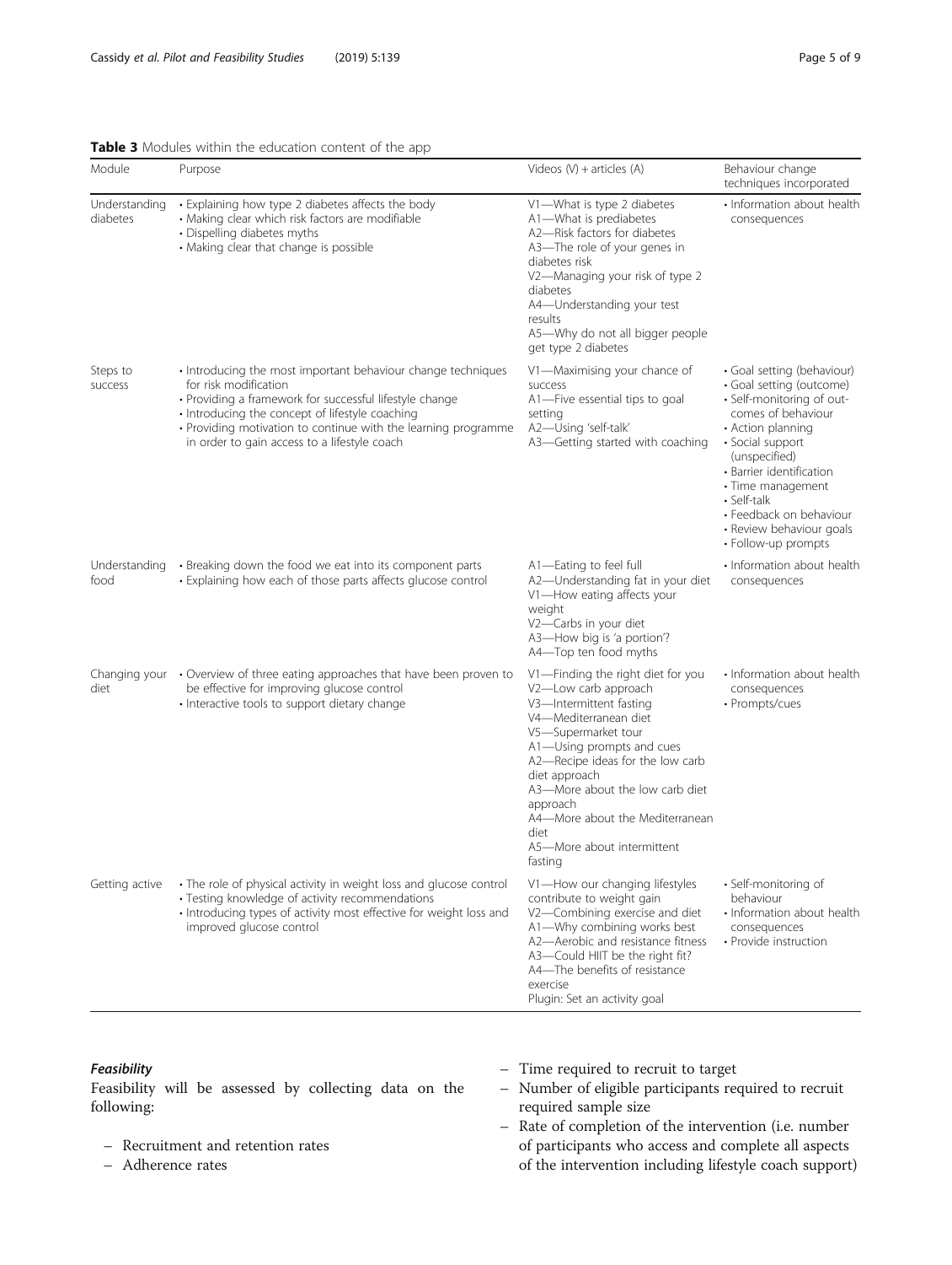**Table 3** Modules within the education content of the app

| Module | Purpose | Videos (V) + articles (A) | Behaviour change techniques incorporated |
|---|---|---|---|
| Understanding diabetes | • Explaining how type 2 diabetes affects the body<br>• Making clear which risk factors are modifiable<br>• Dispelling diabetes myths<br>• Making clear that change is possible | V1—What is type 2 diabetes<br>A1—What is prediabetes<br>A2—Risk factors for diabetes<br>A3—The role of your genes in diabetes risk<br>V2—Managing your risk of type 2 diabetes<br>A4—Understanding your test results<br>A5—Why do not all bigger people get type 2 diabetes | • Information about health consequences |
| Steps to success | • Introducing the most important behaviour change techniques for risk modification<br>• Providing a framework for successful lifestyle change<br>• Introducing the concept of lifestyle coaching<br>• Providing motivation to continue with the learning programme in order to gain access to a lifestyle coach | V1—Maximising your chance of success<br>A1—Five essential tips to goal setting<br>A2—Using 'self-talk'<br>A3—Getting started with coaching | • Goal setting (behaviour)<br>• Goal setting (outcome)<br>• Self-monitoring of outcomes of behaviour<br>• Action planning<br>• Social support (unspecified)<br>• Barrier identification<br>• Time management<br>• Self-talk<br>• Feedback on behaviour<br>• Review behaviour goals<br>• Follow-up prompts |
| Understanding food | • Breaking down the food we eat into its component parts<br>• Explaining how each of those parts affects glucose control | A1—Eating to feel full<br>A2—Understanding fat in your diet<br>V1—How eating affects your weight<br>V2—Carbs in your diet<br>A3—How big is 'a portion'?<br>A4—Top ten food myths | • Information about health consequences |
| Changing your diet | • Overview of three eating approaches that have been proven to be effective for improving glucose control<br>• Interactive tools to support dietary change | V1—Finding the right diet for you<br>V2—Low carb approach<br>V3—Intermittent fasting<br>V4—Mediterranean diet<br>V5—Supermarket tour<br>A1—Using prompts and cues<br>A2—Recipe ideas for the low carb diet approach<br>A3—More about the low carb diet approach<br>A4—More about the Mediterranean diet<br>A5—More about intermittent fasting | • Information about health consequences<br>• Prompts/cues |
| Getting active | • The role of physical activity in weight loss and glucose control<br>• Testing knowledge of activity recommendations<br>• Introducing types of activity most effective for weight loss and improved glucose control | V1—How our changing lifestyles contribute to weight gain<br>V2—Combining exercise and diet<br>A1—Why combining works best<br>A2—Aerobic and resistance fitness<br>A3—Could HIIT be the right fit?<br>A4—The benefits of resistance exercise<br>Plugin: Set an activity goal | • Self-monitoring of behaviour<br>• Information about health consequences<br>• Provide instruction |

### *Feasibility*

Feasibility will be assessed by collecting data on the following:

- Recruitment and retention rates
- Adherence rates
- Time required to recruit to target
- Number of eligible participants required to recruit required sample size
- Rate of completion of the intervention (i.e. number of participants who access and complete all aspects of the intervention including lifestyle coach support)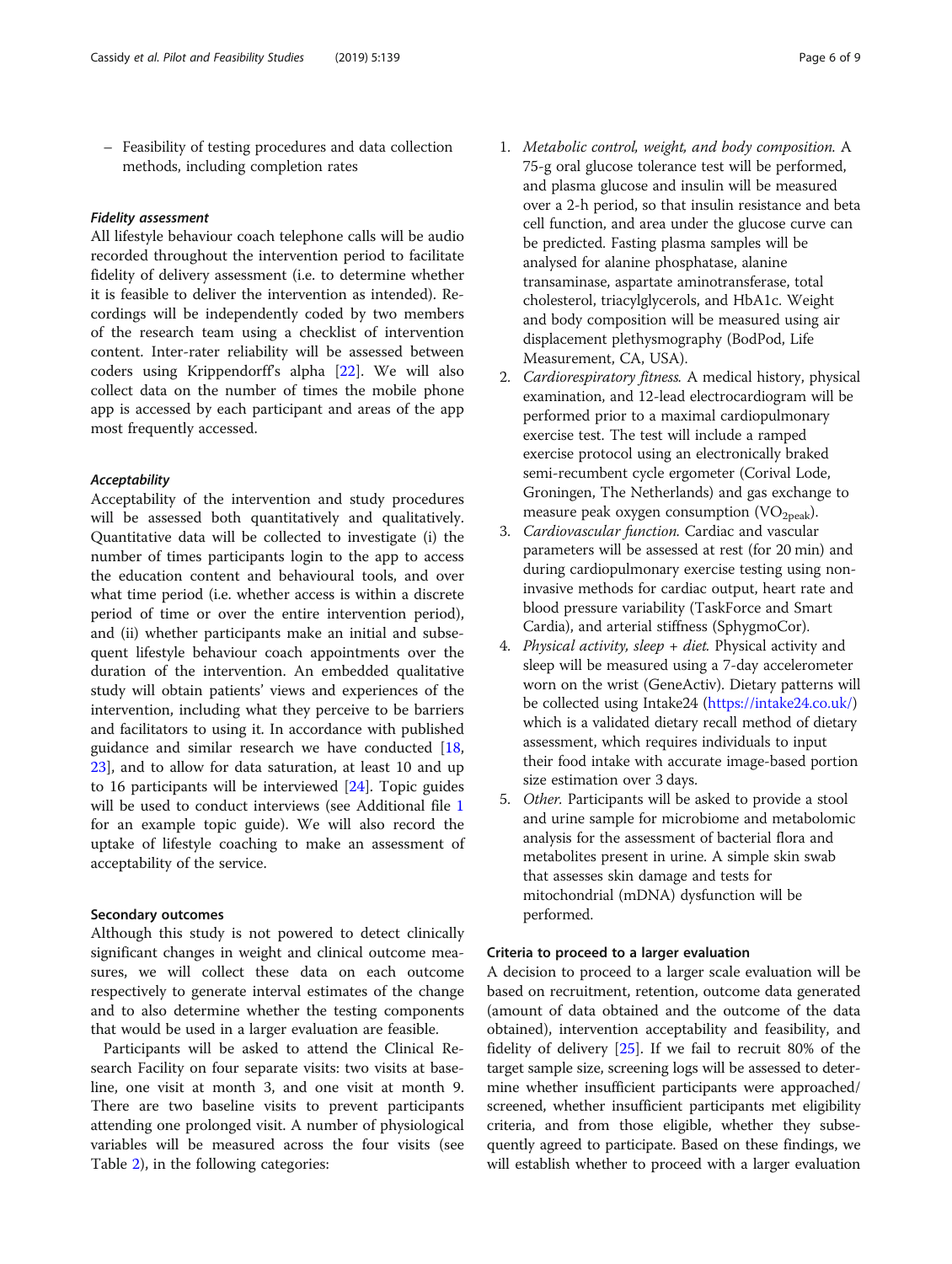– Feasibility of testing procedures and data collection methods, including completion rates

#### Fidelity assessment

All lifestyle behaviour coach telephone calls will be audio recorded throughout the intervention period to facilitate fidelity of delivery assessment (i.e. to determine whether it is feasible to deliver the intervention as intended). Recordings will be independently coded by two members of the research team using a checklist of intervention content. Inter-rater reliability will be assessed between coders using Krippendorff's alpha [22]. We will also collect data on the number of times the mobile phone app is accessed by each participant and areas of the app most frequently accessed.

#### Acceptability

Acceptability of the intervention and study procedures will be assessed both quantitatively and qualitatively. Quantitative data will be collected to investigate (i) the number of times participants login to the app to access the education content and behavioural tools, and over what time period (i.e. whether access is within a discrete period of time or over the entire intervention period), and (ii) whether participants make an initial and subsequent lifestyle behaviour coach appointments over the duration of the intervention. An embedded qualitative study will obtain patients' views and experiences of the intervention, including what they perceive to be barriers and facilitators to using it. In accordance with published guidance and similar research we have conducted [18, 23], and to allow for data saturation, at least 10 and up to 16 participants will be interviewed [24]. Topic guides will be used to conduct interviews (see Additional file 1 for an example topic guide). We will also record the uptake of lifestyle coaching to make an assessment of acceptability of the service.

### Secondary outcomes

Although this study is not powered to detect clinically significant changes in weight and clinical outcome measures, we will collect these data on each outcome respectively to generate interval estimates of the change and to also determine whether the testing components that would be used in a larger evaluation are feasible.

Participants will be asked to attend the Clinical Research Facility on four separate visits: two visits at baseline, one visit at month 3, and one visit at month 9. There are two baseline visits to prevent participants attending one prolonged visit. A number of physiological variables will be measured across the four visits (see Table 2), in the following categories:

1. *Metabolic control, weight, and body composition.* A 75-g oral glucose tolerance test will be performed, and plasma glucose and insulin will be measured over a 2-h period, so that insulin resistance and beta cell function, and area under the glucose curve can be predicted. Fasting plasma samples will be analysed for alanine phosphatase, alanine transaminase, aspartate aminotransferase, total cholesterol, triacylglycerols, and HbA1c. Weight and body composition will be measured using air displacement plethysmography (BodPod, Life Measurement, CA, USA).
2. *Cardiorespiratory fitness.* A medical history, physical examination, and 12-lead electrocardiogram will be performed prior to a maximal cardiopulmonary exercise test. The test will include a ramped exercise protocol using an electronically braked semi-recumbent cycle ergometer (Corival Lode, Groningen, The Netherlands) and gas exchange to measure peak oxygen consumption ($VO_{2peak}$).
3. *Cardiovascular function.* Cardiac and vascular parameters will be assessed at rest (for 20 min) and during cardiopulmonary exercise testing using non-invasive methods for cardiac output, heart rate and blood pressure variability (TaskForce and Smart Cardia), and arterial stiffness (SphygmoCor).
4. *Physical activity, sleep + diet.* Physical activity and sleep will be measured using a 7-day accelerometer worn on the wrist (GeneActiv). Dietary patterns will be collected using Intake24 (https://intake24.co.uk/) which is a validated dietary recall method of dietary assessment, which requires individuals to input their food intake with accurate image-based portion size estimation over 3 days.
5. *Other.* Participants will be asked to provide a stool and urine sample for microbiome and metabolomic analysis for the assessment of bacterial flora and metabolites present in urine. A simple skin swab that assesses skin damage and tests for mitochondrial (mDNA) dysfunction will be performed.

### Criteria to proceed to a larger evaluation

A decision to proceed to a larger scale evaluation will be based on recruitment, retention, outcome data generated (amount of data obtained and the outcome of the data obtained), intervention acceptability and feasibility, and fidelity of delivery [25]. If we fail to recruit 80% of the target sample size, screening logs will be assessed to determine whether insufficient participants were approached/screened, whether insufficient participants met eligibility criteria, and from those eligible, whether they subsequently agreed to participate. Based on these findings, we will establish whether to proceed with a larger evaluation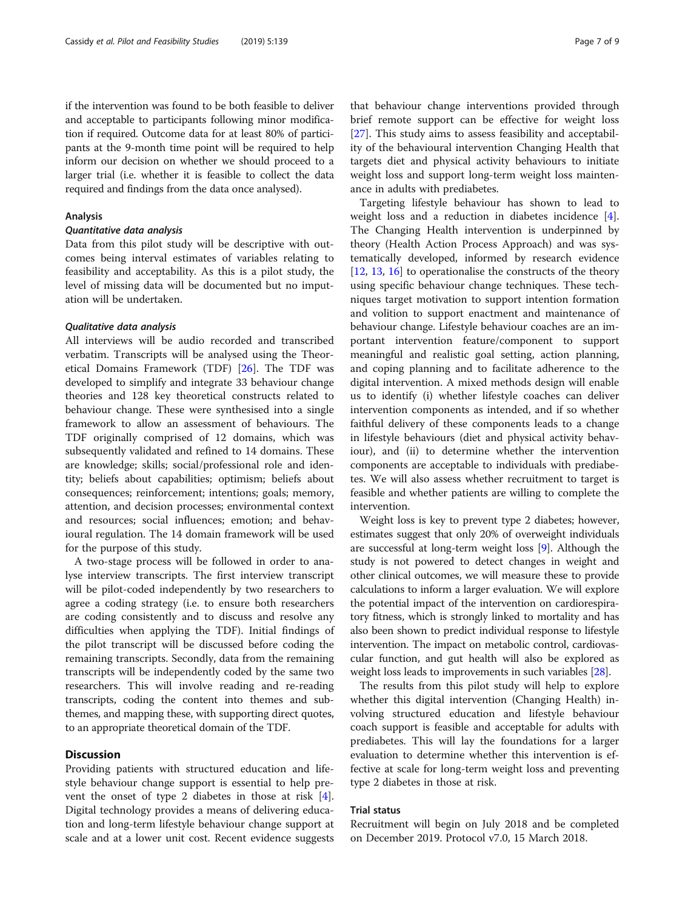if the intervention was found to be both feasible to deliver and acceptable to participants following minor modification if required. Outcome data for at least 80% of participants at the 9-month time point will be required to help inform our decision on whether we should proceed to a larger trial (i.e. whether it is feasible to collect the data required and findings from the data once analysed).

### Analysis

#### *Quantitative data analysis*

Data from this pilot study will be descriptive with outcomes being interval estimates of variables relating to feasibility and acceptability. As this is a pilot study, the level of missing data will be documented but no imputation will be undertaken.

#### *Qualitative data analysis*

All interviews will be audio recorded and transcribed verbatim. Transcripts will be analysed using the Theoretical Domains Framework (TDF) [26]. The TDF was developed to simplify and integrate 33 behaviour change theories and 128 key theoretical constructs related to behaviour change. These were synthesised into a single framework to allow an assessment of behaviours. The TDF originally comprised of 12 domains, which was subsequently validated and refined to 14 domains. These are knowledge; skills; social/professional role and identity; beliefs about capabilities; optimism; beliefs about consequences; reinforcement; intentions; goals; memory, attention, and decision processes; environmental context and resources; social influences; emotion; and behavioural regulation. The 14 domain framework will be used for the purpose of this study.

A two-stage process will be followed in order to analyse interview transcripts. The first interview transcript will be pilot-coded independently by two researchers to agree a coding strategy (i.e. to ensure both researchers are coding consistently and to discuss and resolve any difficulties when applying the TDF). Initial findings of the pilot transcript will be discussed before coding the remaining transcripts. Secondly, data from the remaining transcripts will be independently coded by the same two researchers. This will involve reading and re-reading transcripts, coding the content into themes and subthemes, and mapping these, with supporting direct quotes, to an appropriate theoretical domain of the TDF.

## Discussion

Providing patients with structured education and lifestyle behaviour change support is essential to help prevent the onset of type 2 diabetes in those at risk [4]. Digital technology provides a means of delivering education and long-term lifestyle behaviour change support at scale and at a lower unit cost. Recent evidence suggests that behaviour change interventions provided through brief remote support can be effective for weight loss [27]. This study aims to assess feasibility and acceptability of the behavioural intervention Changing Health that targets diet and physical activity behaviours to initiate weight loss and support long-term weight loss maintenance in adults with prediabetes.

Targeting lifestyle behaviour has shown to lead to weight loss and a reduction in diabetes incidence [4]. The Changing Health intervention is underpinned by theory (Health Action Process Approach) and was systematically developed, informed by research evidence [12, 13, 16] to operationalise the constructs of the theory using specific behaviour change techniques. These techniques target motivation to support intention formation and volition to support enactment and maintenance of behaviour change. Lifestyle behaviour coaches are an important intervention feature/component to support meaningful and realistic goal setting, action planning, and coping planning and to facilitate adherence to the digital intervention. A mixed methods design will enable us to identify (i) whether lifestyle coaches can deliver intervention components as intended, and if so whether faithful delivery of these components leads to a change in lifestyle behaviours (diet and physical activity behaviour), and (ii) to determine whether the intervention components are acceptable to individuals with prediabetes. We will also assess whether recruitment to target is feasible and whether patients are willing to complete the intervention.

Weight loss is key to prevent type 2 diabetes; however, estimates suggest that only 20% of overweight individuals are successful at long-term weight loss [9]. Although the study is not powered to detect changes in weight and other clinical outcomes, we will measure these to provide calculations to inform a larger evaluation. We will explore the potential impact of the intervention on cardiorespiratory fitness, which is strongly linked to mortality and has also been shown to predict individual response to lifestyle intervention. The impact on metabolic control, cardiovascular function, and gut health will also be explored as weight loss leads to improvements in such variables [28].

The results from this pilot study will help to explore whether this digital intervention (Changing Health) involving structured education and lifestyle behaviour coach support is feasible and acceptable for adults with prediabetes. This will lay the foundations for a larger evaluation to determine whether this intervention is effective at scale for long-term weight loss and preventing type 2 diabetes in those at risk.

## Trial status

Recruitment will begin on July 2018 and be completed on December 2019. Protocol v7.0, 15 March 2018.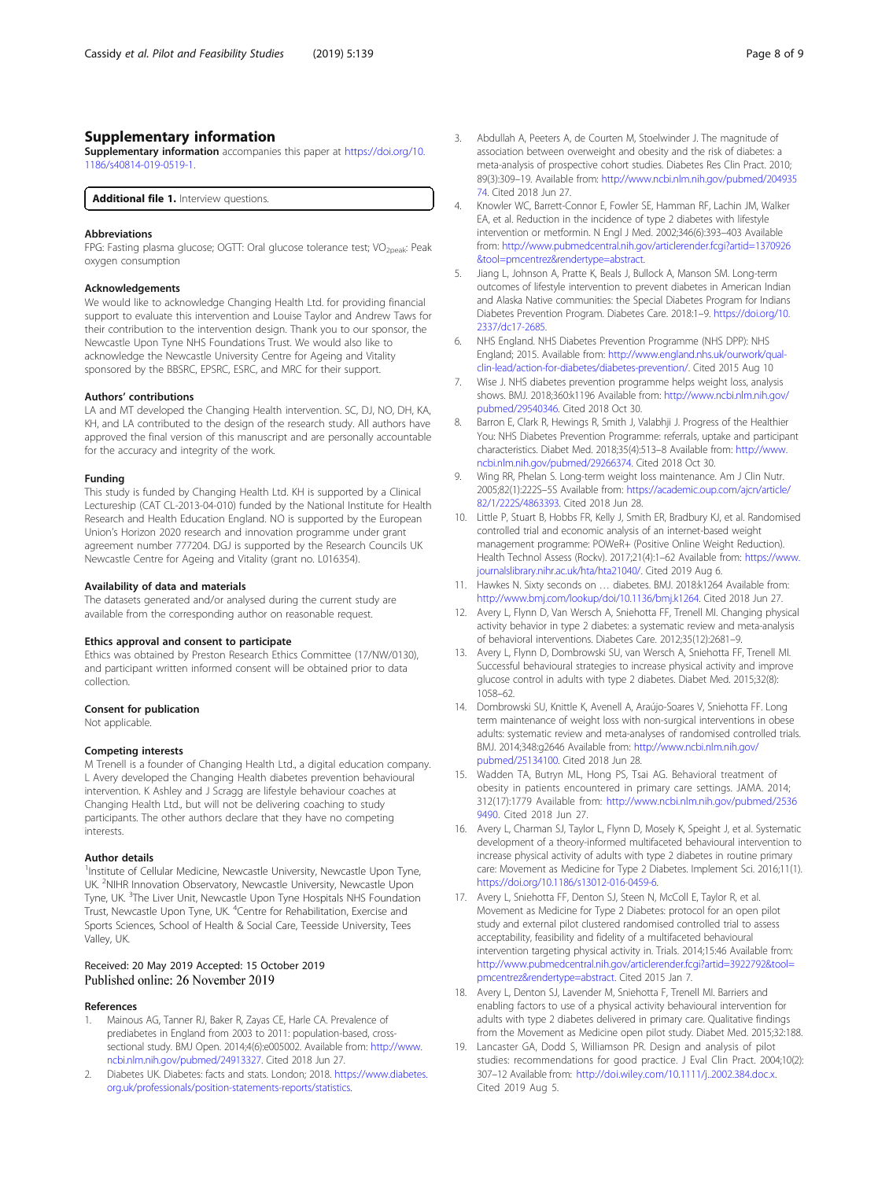## Supplementary information

**Supplementary information** accompanies this paper at https://doi.org/10.1186/s40814-019-0519-1.

**Additional file 1.** Interview questions.

### Abbreviations

FPG: Fasting plasma glucose; OGTT: Oral glucose tolerance test; $VO_{2peak}$: Peak oxygen consumption

### Acknowledgements

We would like to acknowledge Changing Health Ltd. for providing financial support to evaluate this intervention and Louise Taylor and Andrew Taws for their contribution to the intervention design. Thank you to our sponsor, the Newcastle Upon Tyne NHS Foundations Trust. We would also like to acknowledge the Newcastle University Centre for Ageing and Vitality sponsored by the BBSRC, EPSRC, ESRC, and MRC for their support.

### Authors' contributions

LA and MT developed the Changing Health intervention. SC, DJ, NO, DH, KA, KH, and LA contributed to the design of the research study. All authors have approved the final version of this manuscript and are personally accountable for the accuracy and integrity of the work.

### Funding

This study is funded by Changing Health Ltd. KH is supported by a Clinical Lectureship (CAT CL-2013-04-010) funded by the National Institute for Health Research and Health Education England. NO is supported by the European Union's Horizon 2020 research and innovation programme under grant agreement number 777204. DGJ is supported by the Research Councils UK Newcastle Centre for Ageing and Vitality (grant no. L016354).

### Availability of data and materials

The datasets generated and/or analysed during the current study are available from the corresponding author on reasonable request.

### Ethics approval and consent to participate

Ethics was obtained by Preston Research Ethics Committee (17/NW/0130), and participant written informed consent will be obtained prior to data collection.

### Consent for publication

Not applicable.

### Competing interests

M Trenell is a founder of Changing Health Ltd., a digital education company. L Avery developed the Changing Health diabetes prevention behavioural intervention. K Ashley and J Scragg are lifestyle behaviour coaches at Changing Health Ltd., but will not be delivering coaching to study participants. The other authors declare that they have no competing interests.

### Author details

[1]Institute of Cellular Medicine, Newcastle University, Newcastle Upon Tyne, UK. [2]NIHR Innovation Observatory, Newcastle University, Newcastle Upon Tyne, UK. [3]The Liver Unit, Newcastle Upon Tyne Hospitals NHS Foundation Trust, Newcastle Upon Tyne, UK. [4]Centre for Rehabilitation, Exercise and Sports Sciences, School of Health & Social Care, Teesside University, Tees Valley, UK.

Received: 20 May 2019 Accepted: 15 October 2019
Published online: 26 November 2019

### References

1. Mainous AG, Tanner RJ, Baker R, Zayas CE, Harle CA. Prevalence of prediabetes in England from 2003 to 2011: population-based, cross-sectional study. BMJ Open. 2014;4(6):e005002. Available from: http://www.ncbi.nlm.nih.gov/pubmed/24913327. Cited 2018 Jun 27.
2. Diabetes UK. Diabetes: facts and stats. London; 2018. https://www.diabetes.org.uk/professionals/position-statements-reports/statistics.
3. Abdullah A, Peeters A, de Courten M, Stoelwinder J. The magnitude of association between overweight and obesity and the risk of diabetes: a meta-analysis of prospective cohort studies. Diabetes Res Clin Pract. 2010;89(3):309–19. Available from: http://www.ncbi.nlm.nih.gov/pubmed/20493574. Cited 2018 Jun 27.
4. Knowler WC, Barrett-Connor E, Fowler SE, Hamman RF, Lachin JM, Walker EA, et al. Reduction in the incidence of type 2 diabetes with lifestyle intervention or metformin. N Engl J Med. 2002;346(6):393–403 Available from: http://www.pubmedcentral.nih.gov/articlerender.fcgi?artid=1370926&tool=pmcentrez&rendertype=abstract.
5. Jiang L, Johnson A, Pratte K, Beals J, Bullock A, Manson SM. Long-term outcomes of lifestyle intervention to prevent diabetes in American Indian and Alaska Native communities: the Special Diabetes Program for Indians Diabetes Prevention Program. Diabetes Care. 2018:1–9. https://doi.org/10.2337/dc17-2685.
6. NHS England. NHS Diabetes Prevention Programme (NHS DPP): NHS England; 2015. Available from: http://www.england.nhs.uk/ourwork/qual-clin-lead/action-for-diabetes/diabetes-prevention/. Cited 2015 Aug 10
7. Wise J. NHS diabetes prevention programme helps weight loss, analysis shows. BMJ. 2018;360:k1196 Available from: http://www.ncbi.nlm.nih.gov/pubmed/29540346. Cited 2018 Oct 30.
8. Barron E, Clark R, Hewings R, Smith J, Valabhji J. Progress of the Healthier You: NHS Diabetes Prevention Programme: referrals, uptake and participant characteristics. Diabet Med. 2018;35(4):513–8 Available from: http://www.ncbi.nlm.nih.gov/pubmed/29266374. Cited 2018 Oct 30.
9. Wing RR, Phelan S. Long-term weight loss maintenance. Am J Clin Nutr. 2005;82(1):222S–5S Available from: https://academic.oup.com/ajcn/article/82/1/222S/4863393. Cited 2018 Jun 28.
10. Little P, Stuart B, Hobbs FR, Kelly J, Smith ER, Bradbury KJ, et al. Randomised controlled trial and economic analysis of an internet-based weight management programme: POWeR+ (Positive Online Weight Reduction). Health Technol Assess (Rockv). 2017;21(4):1–62 Available from: https://www.journalslibrary.nihr.ac.uk/hta/hta21040/. Cited 2019 Aug 6.
11. Hawkes N. Sixty seconds on … diabetes. BMJ. 2018:k1264 Available from: http://www.bmj.com/lookup/doi/10.1136/bmj.k1264. Cited 2018 Jun 27.
12. Avery L, Flynn D, Van Wersch A, Sniehotta FF, Trenell MI. Changing physical activity behavior in type 2 diabetes: a systematic review and meta-analysis of behavioral interventions. Diabetes Care. 2012;35(12):2681–9.
13. Avery L, Flynn D, Dombrowski SU, van Wersch A, Sniehotta FF, Trenell MI. Successful behavioural strategies to increase physical activity and improve glucose control in adults with type 2 diabetes. Diabet Med. 2015;32(8):1058–62.
14. Dombrowski SU, Knittle K, Avenell A, Araújo-Soares V, Sniehotta FF. Long term maintenance of weight loss with non-surgical interventions in obese adults: systematic review and meta-analyses of randomised controlled trials. BMJ. 2014;348:g2646 Available from: http://www.ncbi.nlm.nih.gov/pubmed/25134100. Cited 2018 Jun 28.
15. Wadden TA, Butryn ML, Hong PS, Tsai AG. Behavioral treatment of obesity in patients encountered in primary care settings. JAMA. 2014;312(17):1779 Available from: http://www.ncbi.nlm.nih.gov/pubmed/25369490. Cited 2018 Jun 27.
16. Avery L, Charman SJ, Taylor L, Flynn D, Mosely K, Speight J, et al. Systematic development of a theory-informed multifaceted behavioural intervention to increase physical activity of adults with type 2 diabetes in routine primary care: Movement as Medicine for Type 2 Diabetes. Implement Sci. 2016;11(1). https://doi.org/10.1186/s13012-016-0459-6.
17. Avery L, Sniehotta FF, Denton SJ, Steen N, McColl E, Taylor R, et al. Movement as Medicine for Type 2 Diabetes: protocol for an open pilot study and external pilot clustered randomised controlled trial to assess acceptability, feasibility and fidelity of a multifaceted behavioural intervention targeting physical activity in. Trials. 2014;15:46 Available from: http://www.pubmedcentral.nih.gov/articlerender.fcgi?artid=3922792&tool=pmcentrez&rendertype=abstract. Cited 2015 Jan 7.
18. Avery L, Denton SJ, Lavender M, Sniehotta F, Trenell MI. Barriers and enabling factors to use of a physical activity behavioural intervention for adults with type 2 diabetes delivered in primary care. Qualitative findings from the Movement as Medicine open pilot study. Diabet Med. 2015;32:188.
19. Lancaster GA, Dodd S, Williamson PR. Design and analysis of pilot studies: recommendations for good practice. J Eval Clin Pract. 2004;10(2):307–12 Available from: http://doi.wiley.com/10.1111/j..2002.384.doc.x. Cited 2019 Aug 5.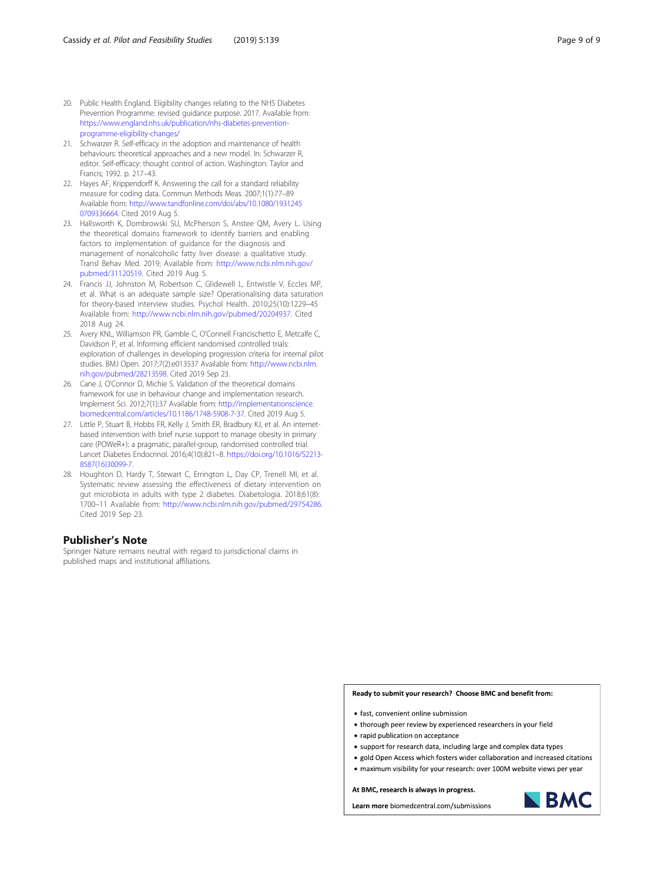20. Public Health England. Eligibility changes relating to the NHS Diabetes Prevention Programme: revised guidance purpose. 2017. Available from: https://www.england.nhs.uk/publication/nhs-diabetes-prevention-programme-eligibility-changes/
21. Schwarzer R. Self-efficacy in the adoption and maintenance of health behaviours: theoretical approaches and a new model. In: Schwarzer R, editor. Self-efficacy: thought control of action. Washington: Taylor and Francis; 1992. p. 217–43.
22. Hayes AF, Krippendorff K. Answering the call for a standard reliability measure for coding data. Commun Methods Meas. 2007;1(1):77–89 Available from: http://www.tandfonline.com/doi/abs/10.1080/19312450709336664. Cited 2019 Aug 5.
23. Hallsworth K, Dombrowski SU, McPherson S, Anstee QM, Avery L. Using the theoretical domains framework to identify barriers and enabling factors to implementation of guidance for the diagnosis and management of nonalcoholic fatty liver disease: a qualitative study. Transl Behav Med. 2019; Available from: http://www.ncbi.nlm.nih.gov/pubmed/31120519. Cited 2019 Aug 5.
24. Francis JJ, Johnston M, Robertson C, Glidewell L, Entwistle V, Eccles MP, et al. What is an adequate sample size? Operationalising data saturation for theory-based interview studies. Psychol Health. 2010;25(10):1229–45 Available from: http://www.ncbi.nlm.nih.gov/pubmed/20204937. Cited 2018 Aug 24.
25. Avery KNL, Williamson PR, Gamble C, O'Connell Francischetto E, Metcalfe C, Davidson P, et al. Informing efficient randomised controlled trials: exploration of challenges in developing progression criteria for internal pilot studies. BMJ Open. 2017;7(2):e013537 Available from: http://www.ncbi.nlm.nih.gov/pubmed/28213598. Cited 2019 Sep 23.
26. Cane J, O'Connor D, Michie S. Validation of the theoretical domains framework for use in behaviour change and implementation research. Implement Sci. 2012;7(1):37 Available from: http://implementationscience.biomedcentral.com/articles/10.1186/1748-5908-7-37. Cited 2019 Aug 5.
27. Little P, Stuart B, Hobbs FR, Kelly J, Smith ER, Bradbury KJ, et al. An internet-based intervention with brief nurse support to manage obesity in primary care (POWeR+): a pragmatic, parallel-group, randomised controlled trial. Lancet Diabetes Endocrinol. 2016;4(10):821–8. https://doi.org/10.1016/S2213-8587(16)30099-7.
28. Houghton D, Hardy T, Stewart C, Errington L, Day CP, Trenell MI, et al. Systematic review assessing the effectiveness of dietary intervention on gut microbiota in adults with type 2 diabetes. Diabetologia. 2018;61(8):1700–11 Available from: http://www.ncbi.nlm.nih.gov/pubmed/29754286. Cited 2019 Sep 23.

## Publisher's Note

Springer Nature remains neutral with regard to jurisdictional claims in published maps and institutional affiliations.

**Ready to submit your research? Choose BMC and benefit from:**

- fast, convenient online submission
- thorough peer review by experienced researchers in your field
- rapid publication on acceptance
- support for research data, including large and complex data types
- gold Open Access which fosters wider collaboration and increased citations
- maximum visibility for your research: over 100M website views per year

**At BMC, research is always in progress.**

**Learn more** biomedcentral.com/submissions

BMC